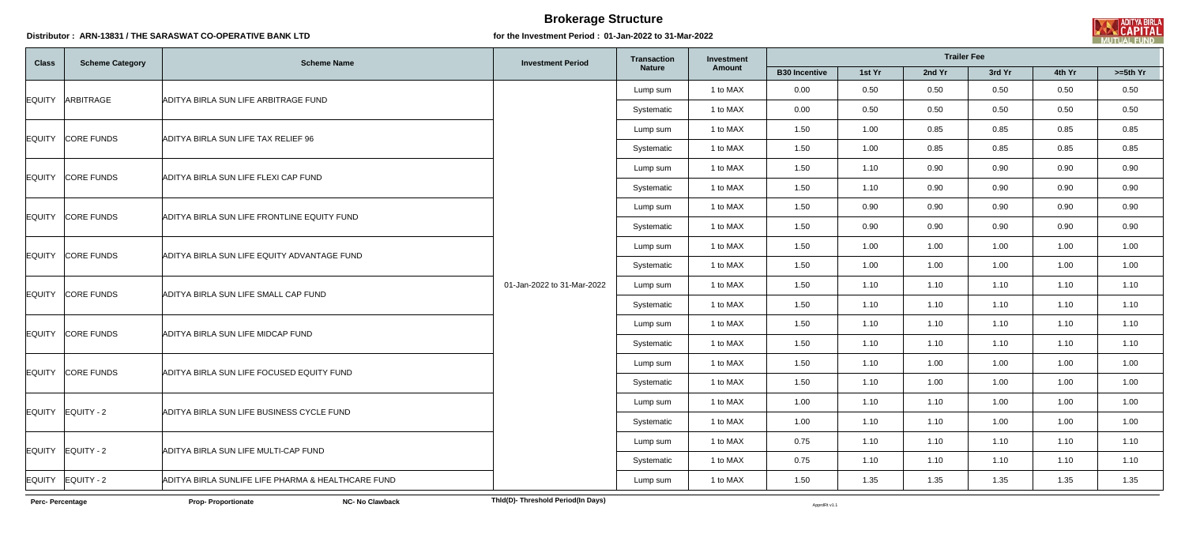# Brokerage Structure

**Distributor : ARN-13831 / THE SARASWAT CO-OPERATIVE BANK LTD**

**for the Investment Period : 01-Jan-2022 to 31-Mar-2022**

| Class | Scheme Category | Scheme Name | Investment Period | Transaction Nature | Investment Amount | Trailer Fee | | | | | |
|---|---|---|---|---|---|---|---|---|---|---|---|
| | | | | | | B30 Incentive | 1st Yr | 2nd Yr | 3rd Yr | 4th Yr | >=5th Yr |
| EQUITY | ARBITRAGE | ADITYA BIRLA SUN LIFE ARBITRAGE FUND | 01-Jan-2022 to 31-Mar-2022 | Lump sum | 1 to MAX | 0.00 | 0.50 | 0.50 | 0.50 | 0.50 | 0.50 |
| | | | | Systematic | 1 to MAX | 0.00 | 0.50 | 0.50 | 0.50 | 0.50 | 0.50 |
| EQUITY | CORE FUNDS | ADITYA BIRLA SUN LIFE TAX RELIEF 96 | | Lump sum | 1 to MAX | 1.50 | 1.00 | 0.85 | 0.85 | 0.85 | 0.85 |
| | | | | Systematic | 1 to MAX | 1.50 | 1.00 | 0.85 | 0.85 | 0.85 | 0.85 |
| EQUITY | CORE FUNDS | ADITYA BIRLA SUN LIFE FLEXI CAP FUND | | Lump sum | 1 to MAX | 1.50 | 1.10 | 0.90 | 0.90 | 0.90 | 0.90 |
| | | | | Systematic | 1 to MAX | 1.50 | 1.10 | 0.90 | 0.90 | 0.90 | 0.90 |
| EQUITY | CORE FUNDS | ADITYA BIRLA SUN LIFE FRONTLINE EQUITY FUND | | Lump sum | 1 to MAX | 1.50 | 0.90 | 0.90 | 0.90 | 0.90 | 0.90 |
| | | | | Systematic | 1 to MAX | 1.50 | 0.90 | 0.90 | 0.90 | 0.90 | 0.90 |
| EQUITY | CORE FUNDS | ADITYA BIRLA SUN LIFE EQUITY ADVANTAGE FUND | | Lump sum | 1 to MAX | 1.50 | 1.00 | 1.00 | 1.00 | 1.00 | 1.00 |
| | | | | Systematic | 1 to MAX | 1.50 | 1.00 | 1.00 | 1.00 | 1.00 | 1.00 |
| EQUITY | CORE FUNDS | ADITYA BIRLA SUN LIFE SMALL CAP FUND | | Lump sum | 1 to MAX | 1.50 | 1.10 | 1.10 | 1.10 | 1.10 | 1.10 |
| | | | | Systematic | 1 to MAX | 1.50 | 1.10 | 1.10 | 1.10 | 1.10 | 1.10 |
| EQUITY | CORE FUNDS | ADITYA BIRLA SUN LIFE MIDCAP FUND | | Lump sum | 1 to MAX | 1.50 | 1.10 | 1.10 | 1.10 | 1.10 | 1.10 |
| | | | | Systematic | 1 to MAX | 1.50 | 1.10 | 1.10 | 1.10 | 1.10 | 1.10 |
| EQUITY | CORE FUNDS | ADITYA BIRLA SUN LIFE FOCUSED EQUITY FUND | | Lump sum | 1 to MAX | 1.50 | 1.10 | 1.00 | 1.00 | 1.00 | 1.00 |
| | | | | Systematic | 1 to MAX | 1.50 | 1.10 | 1.00 | 1.00 | 1.00 | 1.00 |
| EQUITY | EQUITY - 2 | ADITYA BIRLA SUN LIFE BUSINESS CYCLE FUND | | Lump sum | 1 to MAX | 1.00 | 1.10 | 1.10 | 1.00 | 1.00 | 1.00 |
| | | | | Systematic | 1 to MAX | 1.00 | 1.10 | 1.10 | 1.00 | 1.00 | 1.00 |
| EQUITY | EQUITY - 2 | ADITYA BIRLA SUN LIFE MULTI-CAP FUND | | Lump sum | 1 to MAX | 0.75 | 1.10 | 1.10 | 1.10 | 1.10 | 1.10 |
| | | | | Systematic | 1 to MAX | 0.75 | 1.10 | 1.10 | 1.10 | 1.10 | 1.10 |
| EQUITY | EQUITY - 2 | ADITYA BIRLA SUNLIFE LIFE PHARMA & HEALTHCARE FUND | | Lump sum | 1 to MAX | 1.50 | 1.35 | 1.35 | 1.35 | 1.35 | 1.35 |

**Perc- Percentage** **Prop- Proportionate** **NC- No Clawback** **Thld(D)- Threshold Period(In Days)**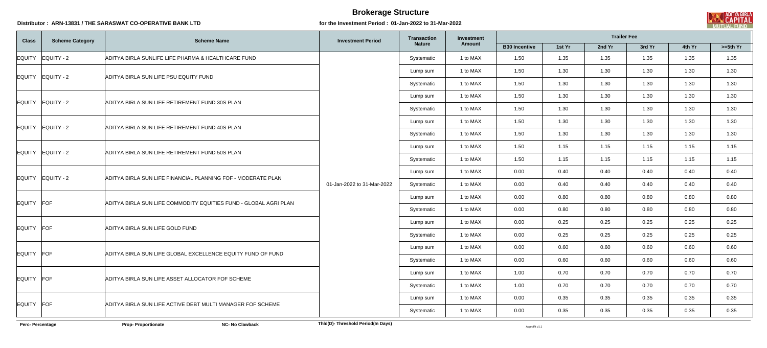# Brokerage Structure

**Distributor : ARN-13831 / THE SARASWAT CO-OPERATIVE BANK LTD** **for the Investment Period : 01-Jan-2022 to 31-Mar-2022**

| Class | Scheme Category | Scheme Name | Investment Period | Transaction Nature | Investment Amount | Trailer Fee | | | | | |
|---|---|---|---|---|---|---|---|---|---|---|---|
| | | | | | | B30 Incentive | 1st Yr | 2nd Yr | 3rd Yr | 4th Yr | >=5th Yr |
| EQUITY | EQUITY - 2 | ADITYA BIRLA SUNLIFE LIFE PHARMA & HEALTHCARE FUND | 01-Jan-2022 to 31-Mar-2022 | Systematic | 1 to MAX | 1.50 | 1.35 | 1.35 | 1.35 | 1.35 | 1.35 |
| EQUITY | EQUITY - 2 | ADITYA BIRLA SUN LIFE PSU EQUITY FUND | | Lump sum | 1 to MAX | 1.50 | 1.30 | 1.30 | 1.30 | 1.30 | 1.30 |
| | | | | Systematic | 1 to MAX | 1.50 | 1.30 | 1.30 | 1.30 | 1.30 | 1.30 |
| EQUITY | EQUITY - 2 | ADITYA BIRLA SUN LIFE RETIREMENT FUND 30S PLAN | | Lump sum | 1 to MAX | 1.50 | 1.30 | 1.30 | 1.30 | 1.30 | 1.30 |
| | | | | Systematic | 1 to MAX | 1.50 | 1.30 | 1.30 | 1.30 | 1.30 | 1.30 |
| EQUITY | EQUITY - 2 | ADITYA BIRLA SUN LIFE RETIREMENT FUND 40S PLAN | | Lump sum | 1 to MAX | 1.50 | 1.30 | 1.30 | 1.30 | 1.30 | 1.30 |
| | | | | Systematic | 1 to MAX | 1.50 | 1.30 | 1.30 | 1.30 | 1.30 | 1.30 |
| EQUITY | EQUITY - 2 | ADITYA BIRLA SUN LIFE RETIREMENT FUND 50S PLAN | | Lump sum | 1 to MAX | 1.50 | 1.15 | 1.15 | 1.15 | 1.15 | 1.15 |
| | | | | Systematic | 1 to MAX | 1.50 | 1.15 | 1.15 | 1.15 | 1.15 | 1.15 |
| EQUITY | EQUITY - 2 | ADITYA BIRLA SUN LIFE FINANCIAL PLANNING FOF - MODERATE PLAN | | Lump sum | 1 to MAX | 0.00 | 0.40 | 0.40 | 0.40 | 0.40 | 0.40 |
| | | | | Systematic | 1 to MAX | 0.00 | 0.40 | 0.40 | 0.40 | 0.40 | 0.40 |
| EQUITY | FOF | ADITYA BIRLA SUN LIFE COMMODITY EQUITIES FUND - GLOBAL AGRI PLAN | | Lump sum | 1 to MAX | 0.00 | 0.80 | 0.80 | 0.80 | 0.80 | 0.80 |
| | | | | Systematic | 1 to MAX | 0.00 | 0.80 | 0.80 | 0.80 | 0.80 | 0.80 |
| EQUITY | FOF | ADITYA BIRLA SUN LIFE GOLD FUND | | Lump sum | 1 to MAX | 0.00 | 0.25 | 0.25 | 0.25 | 0.25 | 0.25 |
| | | | | Systematic | 1 to MAX | 0.00 | 0.25 | 0.25 | 0.25 | 0.25 | 0.25 |
| EQUITY | FOF | ADITYA BIRLA SUN LIFE GLOBAL EXCELLENCE EQUITY FUND OF FUND | | Lump sum | 1 to MAX | 0.00 | 0.60 | 0.60 | 0.60 | 0.60 | 0.60 |
| | | | | Systematic | 1 to MAX | 0.00 | 0.60 | 0.60 | 0.60 | 0.60 | 0.60 |
| EQUITY | FOF | ADITYA BIRLA SUN LIFE ASSET ALLOCATOR FOF SCHEME | | Lump sum | 1 to MAX | 1.00 | 0.70 | 0.70 | 0.70 | 0.70 | 0.70 |
| | | | | Systematic | 1 to MAX | 1.00 | 0.70 | 0.70 | 0.70 | 0.70 | 0.70 |
| EQUITY | FOF | ADITYA BIRLA SUN LIFE ACTIVE DEBT MULTI MANAGER FOF SCHEME | | Lump sum | 1 to MAX | 0.00 | 0.35 | 0.35 | 0.35 | 0.35 | 0.35 |
| | | | | Systematic | 1 to MAX | 0.00 | 0.35 | 0.35 | 0.35 | 0.35 | 0.35 |

**Perc- Percentage** **Prop- Proportionate** **NC- No Clawback** **Thld(D)- Threshold Period(In Days)**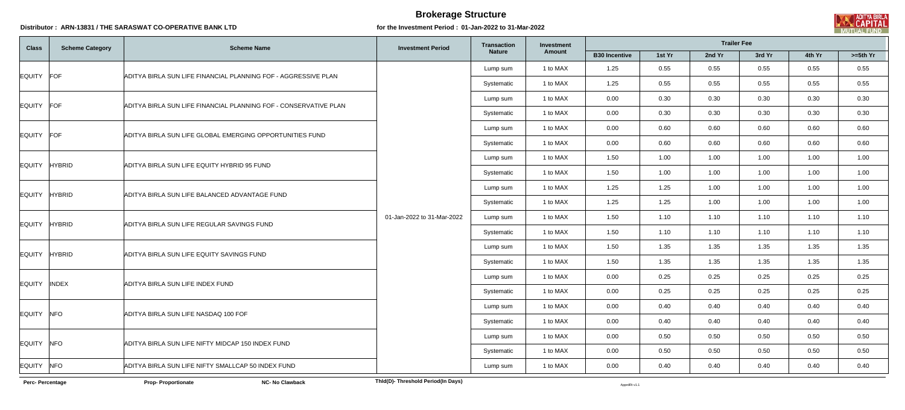# Brokerage Structure

**Distributor : ARN-13831 / THE SARASWAT CO-OPERATIVE BANK LTD**

**for the Investment Period : 01-Jan-2022 to 31-Mar-2022**

| Class | Scheme Category | Scheme Name | Investment Period | Transaction Nature | Investment Amount | Trailer Fee | | | | | |
|---|---|---|---|---|---|---|---|---|---|---|---|
| | | | | | | B30 Incentive | 1st Yr | 2nd Yr | 3rd Yr | 4th Yr | >=5th Yr |
| EQUITY | FOF | ADITYA BIRLA SUN LIFE FINANCIAL PLANNING FOF - AGGRESSIVE PLAN | 01-Jan-2022 to 31-Mar-2022 | Lump sum | 1 to MAX | 1.25 | 0.55 | 0.55 | 0.55 | 0.55 | 0.55 |
| | | | | Systematic | 1 to MAX | 1.25 | 0.55 | 0.55 | 0.55 | 0.55 | 0.55 |
| EQUITY | FOF | ADITYA BIRLA SUN LIFE FINANCIAL PLANNING FOF - CONSERVATIVE PLAN | | Lump sum | 1 to MAX | 0.00 | 0.30 | 0.30 | 0.30 | 0.30 | 0.30 |
| | | | | Systematic | 1 to MAX | 0.00 | 0.30 | 0.30 | 0.30 | 0.30 | 0.30 |
| EQUITY | FOF | ADITYA BIRLA SUN LIFE GLOBAL EMERGING OPPORTUNITIES FUND | | Lump sum | 1 to MAX | 0.00 | 0.60 | 0.60 | 0.60 | 0.60 | 0.60 |
| | | | | Systematic | 1 to MAX | 0.00 | 0.60 | 0.60 | 0.60 | 0.60 | 0.60 |
| EQUITY | HYBRID | ADITYA BIRLA SUN LIFE EQUITY HYBRID 95 FUND | | Lump sum | 1 to MAX | 1.50 | 1.00 | 1.00 | 1.00 | 1.00 | 1.00 |
| | | | | Systematic | 1 to MAX | 1.50 | 1.00 | 1.00 | 1.00 | 1.00 | 1.00 |
| EQUITY | HYBRID | ADITYA BIRLA SUN LIFE BALANCED ADVANTAGE FUND | | Lump sum | 1 to MAX | 1.25 | 1.25 | 1.00 | 1.00 | 1.00 | 1.00 |
| | | | | Systematic | 1 to MAX | 1.25 | 1.25 | 1.00 | 1.00 | 1.00 | 1.00 |
| EQUITY | HYBRID | ADITYA BIRLA SUN LIFE REGULAR SAVINGS FUND | | Lump sum | 1 to MAX | 1.50 | 1.10 | 1.10 | 1.10 | 1.10 | 1.10 |
| | | | | Systematic | 1 to MAX | 1.50 | 1.10 | 1.10 | 1.10 | 1.10 | 1.10 |
| EQUITY | HYBRID | ADITYA BIRLA SUN LIFE EQUITY SAVINGS FUND | | Lump sum | 1 to MAX | 1.50 | 1.35 | 1.35 | 1.35 | 1.35 | 1.35 |
| | | | | Systematic | 1 to MAX | 1.50 | 1.35 | 1.35 | 1.35 | 1.35 | 1.35 |
| EQUITY | INDEX | ADITYA BIRLA SUN LIFE INDEX FUND | | Lump sum | 1 to MAX | 0.00 | 0.25 | 0.25 | 0.25 | 0.25 | 0.25 |
| | | | | Systematic | 1 to MAX | 0.00 | 0.25 | 0.25 | 0.25 | 0.25 | 0.25 |
| EQUITY | NFO | ADITYA BIRLA SUN LIFE NASDAQ 100 FOF | | Lump sum | 1 to MAX | 0.00 | 0.40 | 0.40 | 0.40 | 0.40 | 0.40 |
| | | | | Systematic | 1 to MAX | 0.00 | 0.40 | 0.40 | 0.40 | 0.40 | 0.40 |
| EQUITY | NFO | ADITYA BIRLA SUN LIFE NIFTY MIDCAP 150 INDEX FUND | | Lump sum | 1 to MAX | 0.00 | 0.50 | 0.50 | 0.50 | 0.50 | 0.50 |
| | | | | Systematic | 1 to MAX | 0.00 | 0.50 | 0.50 | 0.50 | 0.50 | 0.50 |
| EQUITY | NFO | ADITYA BIRLA SUN LIFE NIFTY SMALLCAP 50 INDEX FUND | | Lump sum | 1 to MAX | 0.00 | 0.40 | 0.40 | 0.40 | 0.40 | 0.40 |

**Perc- Percentage** **Prop- Proportionate** **NC- No Clawback** **Thld(D)- Threshold Period(In Days)**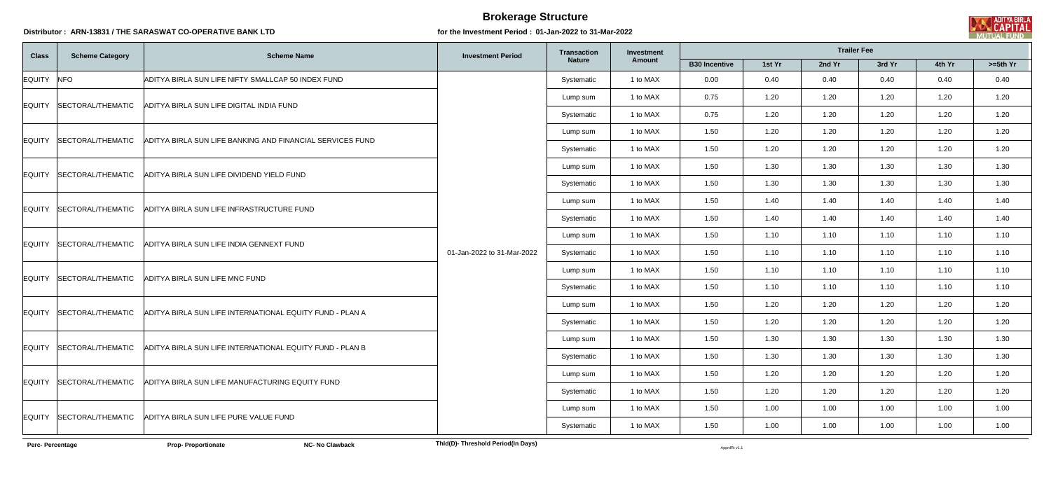# Brokerage Structure

**Distributor : ARN-13831 / THE SARASWAT CO-OPERATIVE BANK LTD** **for the Investment Period : 01-Jan-2022 to 31-Mar-2022**

| Class | Scheme Category | Scheme Name | Investment Period | Transaction Nature | Investment Amount | Trailer Fee | | | | | |
|---|---|---|---|---|---|---|---|---|---|---|---|
| | | | | | | B30 Incentive | 1st Yr | 2nd Yr | 3rd Yr | 4th Yr | >=5th Yr |
| EQUITY | NFO | ADITYA BIRLA SUN LIFE NIFTY SMALLCAP 50 INDEX FUND | 01-Jan-2022 to 31-Mar-2022 | Systematic | 1 to MAX | 0.00 | 0.40 | 0.40 | 0.40 | 0.40 | 0.40 |
| EQUITY | SECTORAL/THEMATIC | ADITYA BIRLA SUN LIFE DIGITAL INDIA FUND | | Lump sum | 1 to MAX | 0.75 | 1.20 | 1.20 | 1.20 | 1.20 | 1.20 |
| | | | | Systematic | 1 to MAX | 0.75 | 1.20 | 1.20 | 1.20 | 1.20 | 1.20 |
| EQUITY | SECTORAL/THEMATIC | ADITYA BIRLA SUN LIFE BANKING AND FINANCIAL SERVICES FUND | | Lump sum | 1 to MAX | 1.50 | 1.20 | 1.20 | 1.20 | 1.20 | 1.20 |
| | | | | Systematic | 1 to MAX | 1.50 | 1.20 | 1.20 | 1.20 | 1.20 | 1.20 |
| EQUITY | SECTORAL/THEMATIC | ADITYA BIRLA SUN LIFE DIVIDEND YIELD FUND | | Lump sum | 1 to MAX | 1.50 | 1.30 | 1.30 | 1.30 | 1.30 | 1.30 |
| | | | | Systematic | 1 to MAX | 1.50 | 1.30 | 1.30 | 1.30 | 1.30 | 1.30 |
| EQUITY | SECTORAL/THEMATIC | ADITYA BIRLA SUN LIFE INFRASTRUCTURE FUND | | Lump sum | 1 to MAX | 1.50 | 1.40 | 1.40 | 1.40 | 1.40 | 1.40 |
| | | | | Systematic | 1 to MAX | 1.50 | 1.40 | 1.40 | 1.40 | 1.40 | 1.40 |
| EQUITY | SECTORAL/THEMATIC | ADITYA BIRLA SUN LIFE INDIA GENNEXT FUND | | Lump sum | 1 to MAX | 1.50 | 1.10 | 1.10 | 1.10 | 1.10 | 1.10 |
| | | | | Systematic | 1 to MAX | 1.50 | 1.10 | 1.10 | 1.10 | 1.10 | 1.10 |
| EQUITY | SECTORAL/THEMATIC | ADITYA BIRLA SUN LIFE MNC FUND | | Lump sum | 1 to MAX | 1.50 | 1.10 | 1.10 | 1.10 | 1.10 | 1.10 |
| | | | | Systematic | 1 to MAX | 1.50 | 1.10 | 1.10 | 1.10 | 1.10 | 1.10 |
| EQUITY | SECTORAL/THEMATIC | ADITYA BIRLA SUN LIFE INTERNATIONAL EQUITY FUND - PLAN A | | Lump sum | 1 to MAX | 1.50 | 1.20 | 1.20 | 1.20 | 1.20 | 1.20 |
| | | | | Systematic | 1 to MAX | 1.50 | 1.20 | 1.20 | 1.20 | 1.20 | 1.20 |
| EQUITY | SECTORAL/THEMATIC | ADITYA BIRLA SUN LIFE INTERNATIONAL EQUITY FUND - PLAN B | | Lump sum | 1 to MAX | 1.50 | 1.30 | 1.30 | 1.30 | 1.30 | 1.30 |
| | | | | Systematic | 1 to MAX | 1.50 | 1.30 | 1.30 | 1.30 | 1.30 | 1.30 |
| EQUITY | SECTORAL/THEMATIC | ADITYA BIRLA SUN LIFE MANUFACTURING EQUITY FUND | | Lump sum | 1 to MAX | 1.50 | 1.20 | 1.20 | 1.20 | 1.20 | 1.20 |
| | | | | Systematic | 1 to MAX | 1.50 | 1.20 | 1.20 | 1.20 | 1.20 | 1.20 |
| EQUITY | SECTORAL/THEMATIC | ADITYA BIRLA SUN LIFE PURE VALUE FUND | | Lump sum | 1 to MAX | 1.50 | 1.00 | 1.00 | 1.00 | 1.00 | 1.00 |
| | | | | Systematic | 1 to MAX | 1.50 | 1.00 | 1.00 | 1.00 | 1.00 | 1.00 |

**Perc- Percentage** **Prop- Proportionate** **NC- No Clawback** **Thld(D)- Threshold Period(In Days)**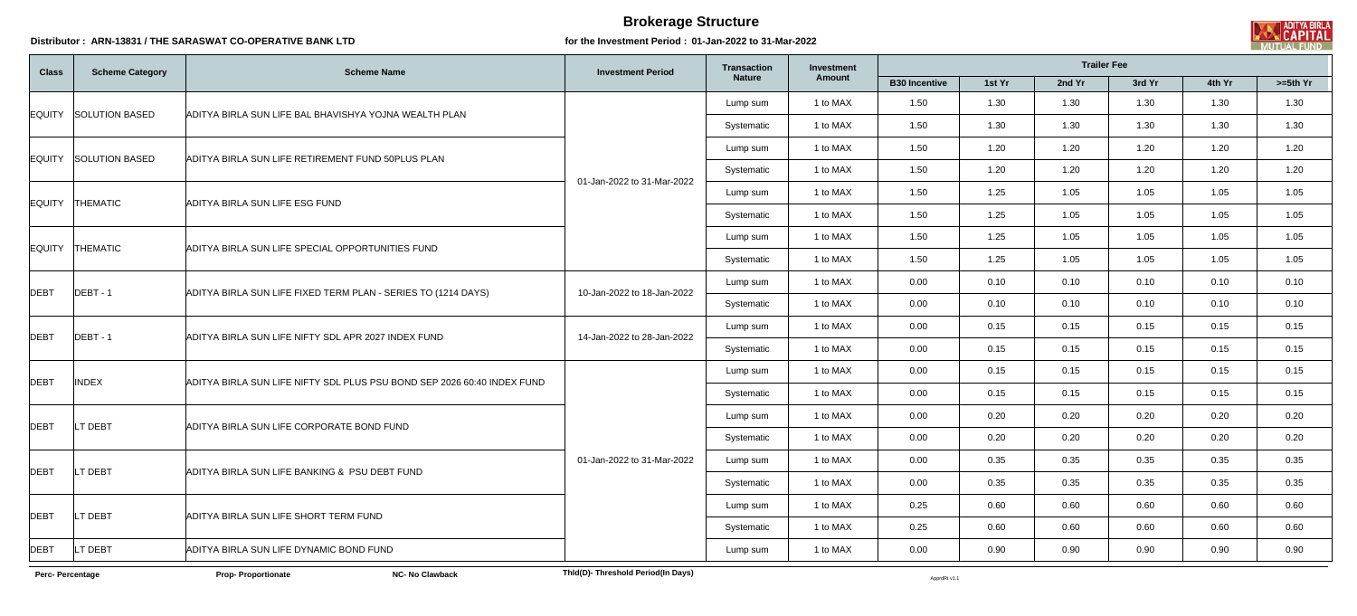# Brokerage Structure

**Distributor : ARN-13831 / THE SARASWAT CO-OPERATIVE BANK LTD** **for the Investment Period : 01-Jan-2022 to 31-Mar-2022**

| Class | Scheme Category | Scheme Name | Investment Period | Transaction Nature | Investment Amount | Trailer Fee | | | | | |
|---|---|---|---|---|---|---|---|---|---|---|---|
| | | | | | | B30 Incentive | 1st Yr | 2nd Yr | 3rd Yr | 4th Yr | >=5th Yr |
| EQUITY | SOLUTION BASED | ADITYA BIRLA SUN LIFE BAL BHAVISHYA YOJNA WEALTH PLAN | 01-Jan-2022 to 31-Mar-2022 | Lump sum | 1 to MAX | 1.50 | 1.30 | 1.30 | 1.30 | 1.30 | 1.30 |
| | | | | Systematic | 1 to MAX | 1.50 | 1.30 | 1.30 | 1.30 | 1.30 | 1.30 |
| EQUITY | SOLUTION BASED | ADITYA BIRLA SUN LIFE RETIREMENT FUND 50PLUS PLAN | | Lump sum | 1 to MAX | 1.50 | 1.20 | 1.20 | 1.20 | 1.20 | 1.20 |
| | | | | Systematic | 1 to MAX | 1.50 | 1.20 | 1.20 | 1.20 | 1.20 | 1.20 |
| EQUITY | THEMATIC | ADITYA BIRLA SUN LIFE ESG FUND | | Lump sum | 1 to MAX | 1.50 | 1.25 | 1.05 | 1.05 | 1.05 | 1.05 |
| | | | | Systematic | 1 to MAX | 1.50 | 1.25 | 1.05 | 1.05 | 1.05 | 1.05 |
| EQUITY | THEMATIC | ADITYA BIRLA SUN LIFE SPECIAL OPPORTUNITIES FUND | | Lump sum | 1 to MAX | 1.50 | 1.25 | 1.05 | 1.05 | 1.05 | 1.05 |
| | | | | Systematic | 1 to MAX | 1.50 | 1.25 | 1.05 | 1.05 | 1.05 | 1.05 |
| DEBT | DEBT - 1 | ADITYA BIRLA SUN LIFE FIXED TERM PLAN - SERIES TO (1214 DAYS) | 10-Jan-2022 to 18-Jan-2022 | Lump sum | 1 to MAX | 0.00 | 0.10 | 0.10 | 0.10 | 0.10 | 0.10 |
| | | | | Systematic | 1 to MAX | 0.00 | 0.10 | 0.10 | 0.10 | 0.10 | 0.10 |
| DEBT | DEBT - 1 | ADITYA BIRLA SUN LIFE NIFTY SDL APR 2027 INDEX FUND | 14-Jan-2022 to 28-Jan-2022 | Lump sum | 1 to MAX | 0.00 | 0.15 | 0.15 | 0.15 | 0.15 | 0.15 |
| | | | | Systematic | 1 to MAX | 0.00 | 0.15 | 0.15 | 0.15 | 0.15 | 0.15 |
| DEBT | INDEX | ADITYA BIRLA SUN LIFE NIFTY SDL PLUS PSU BOND SEP 2026 60:40 INDEX FUND | 01-Jan-2022 to 31-Mar-2022 | Lump sum | 1 to MAX | 0.00 | 0.15 | 0.15 | 0.15 | 0.15 | 0.15 |
| | | | | Systematic | 1 to MAX | 0.00 | 0.15 | 0.15 | 0.15 | 0.15 | 0.15 |
| DEBT | LT DEBT | ADITYA BIRLA SUN LIFE CORPORATE BOND FUND | | Lump sum | 1 to MAX | 0.00 | 0.20 | 0.20 | 0.20 | 0.20 | 0.20 |
| | | | | Systematic | 1 to MAX | 0.00 | 0.20 | 0.20 | 0.20 | 0.20 | 0.20 |
| DEBT | LT DEBT | ADITYA BIRLA SUN LIFE BANKING & PSU DEBT FUND | | Lump sum | 1 to MAX | 0.00 | 0.35 | 0.35 | 0.35 | 0.35 | 0.35 |
| | | | | Systematic | 1 to MAX | 0.00 | 0.35 | 0.35 | 0.35 | 0.35 | 0.35 |
| DEBT | LT DEBT | ADITYA BIRLA SUN LIFE SHORT TERM FUND | | Lump sum | 1 to MAX | 0.25 | 0.60 | 0.60 | 0.60 | 0.60 | 0.60 |
| | | | | Systematic | 1 to MAX | 0.25 | 0.60 | 0.60 | 0.60 | 0.60 | 0.60 |
| DEBT | LT DEBT | ADITYA BIRLA SUN LIFE DYNAMIC BOND FUND | | Lump sum | 1 to MAX | 0.00 | 0.90 | 0.90 | 0.90 | 0.90 | 0.90 |

**Perc- Percentage** **Prop- Proportionate** **NC- No Clawback** **Thld(D)- Threshold Period(In Days)**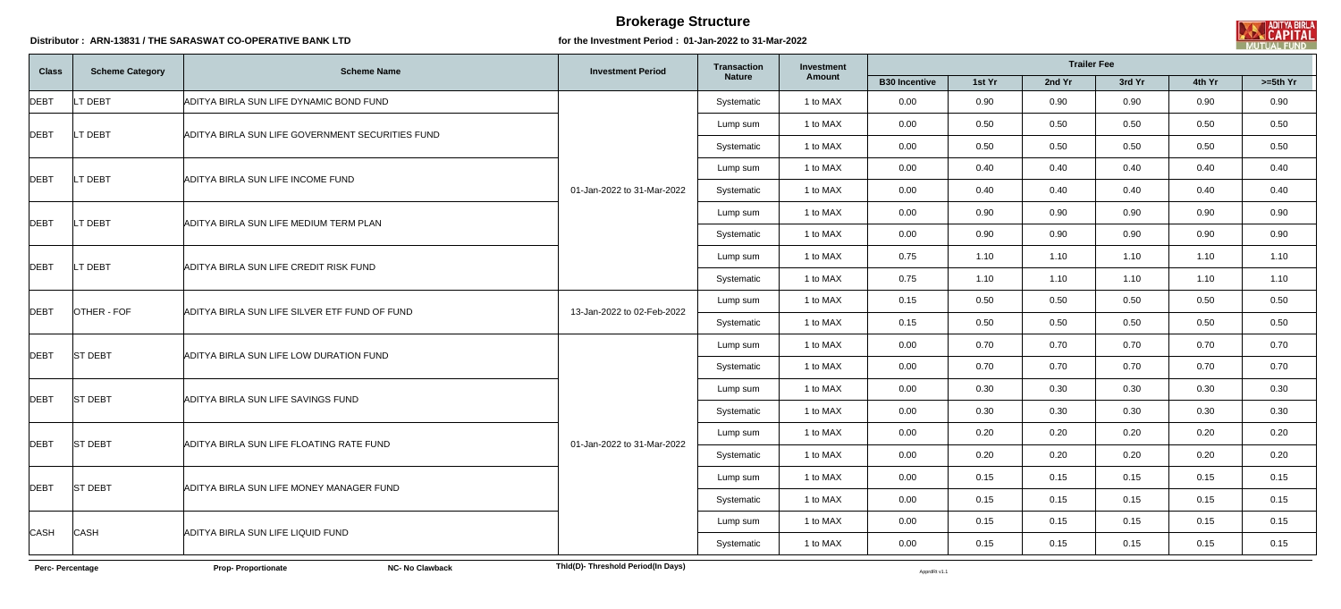# Brokerage Structure

**Distributor : ARN-13831 / THE SARASWAT CO-OPERATIVE BANK LTD** **for the Investment Period : 01-Jan-2022 to 31-Mar-2022**

| Class | Scheme Category | Scheme Name | Investment Period | Transaction Nature | Investment Amount | Trailer Fee | | | | | |
|---|---|---|---|---|---|---|---|---|---|---|---|
| | | | | | | B30 Incentive | 1st Yr | 2nd Yr | 3rd Yr | 4th Yr | >=5th Yr |
| DEBT | LT DEBT | ADITYA BIRLA SUN LIFE DYNAMIC BOND FUND | 01-Jan-2022 to 31-Mar-2022 | Systematic | 1 to MAX | 0.00 | 0.90 | 0.90 | 0.90 | 0.90 | 0.90 |
| DEBT | LT DEBT | ADITYA BIRLA SUN LIFE GOVERNMENT SECURITIES FUND | 01-Jan-2022 to 31-Mar-2022 | Lump sum | 1 to MAX | 0.00 | 0.50 | 0.50 | 0.50 | 0.50 | 0.50 |
| | | | | Systematic | 1 to MAX | 0.00 | 0.50 | 0.50 | 0.50 | 0.50 | 0.50 |
| DEBT | LT DEBT | ADITYA BIRLA SUN LIFE INCOME FUND | 01-Jan-2022 to 31-Mar-2022 | Lump sum | 1 to MAX | 0.00 | 0.40 | 0.40 | 0.40 | 0.40 | 0.40 |
| | | | | Systematic | 1 to MAX | 0.00 | 0.40 | 0.40 | 0.40 | 0.40 | 0.40 |
| DEBT | LT DEBT | ADITYA BIRLA SUN LIFE MEDIUM TERM PLAN | 01-Jan-2022 to 31-Mar-2022 | Lump sum | 1 to MAX | 0.00 | 0.90 | 0.90 | 0.90 | 0.90 | 0.90 |
| | | | | Systematic | 1 to MAX | 0.00 | 0.90 | 0.90 | 0.90 | 0.90 | 0.90 |
| DEBT | LT DEBT | ADITYA BIRLA SUN LIFE CREDIT RISK FUND | 01-Jan-2022 to 31-Mar-2022 | Lump sum | 1 to MAX | 0.75 | 1.10 | 1.10 | 1.10 | 1.10 | 1.10 |
| | | | | Systematic | 1 to MAX | 0.75 | 1.10 | 1.10 | 1.10 | 1.10 | 1.10 |
| DEBT | OTHER - FOF | ADITYA BIRLA SUN LIFE SILVER ETF FUND OF FUND | 13-Jan-2022 to 02-Feb-2022 | Lump sum | 1 to MAX | 0.15 | 0.50 | 0.50 | 0.50 | 0.50 | 0.50 |
| | | | | Systematic | 1 to MAX | 0.15 | 0.50 | 0.50 | 0.50 | 0.50 | 0.50 |
| DEBT | ST DEBT | ADITYA BIRLA SUN LIFE LOW DURATION FUND | 01-Jan-2022 to 31-Mar-2022 | Lump sum | 1 to MAX | 0.00 | 0.70 | 0.70 | 0.70 | 0.70 | 0.70 |
| | | | | Systematic | 1 to MAX | 0.00 | 0.70 | 0.70 | 0.70 | 0.70 | 0.70 |
| DEBT | ST DEBT | ADITYA BIRLA SUN LIFE SAVINGS FUND | 01-Jan-2022 to 31-Mar-2022 | Lump sum | 1 to MAX | 0.00 | 0.30 | 0.30 | 0.30 | 0.30 | 0.30 |
| | | | | Systematic | 1 to MAX | 0.00 | 0.30 | 0.30 | 0.30 | 0.30 | 0.30 |
| DEBT | ST DEBT | ADITYA BIRLA SUN LIFE FLOATING RATE FUND | 01-Jan-2022 to 31-Mar-2022 | Lump sum | 1 to MAX | 0.00 | 0.20 | 0.20 | 0.20 | 0.20 | 0.20 |
| | | | | Systematic | 1 to MAX | 0.00 | 0.20 | 0.20 | 0.20 | 0.20 | 0.20 |
| DEBT | ST DEBT | ADITYA BIRLA SUN LIFE MONEY MANAGER FUND | 01-Jan-2022 to 31-Mar-2022 | Lump sum | 1 to MAX | 0.00 | 0.15 | 0.15 | 0.15 | 0.15 | 0.15 |
| | | | | Systematic | 1 to MAX | 0.00 | 0.15 | 0.15 | 0.15 | 0.15 | 0.15 |
| CASH | CASH | ADITYA BIRLA SUN LIFE LIQUID FUND | 01-Jan-2022 to 31-Mar-2022 | Lump sum | 1 to MAX | 0.00 | 0.15 | 0.15 | 0.15 | 0.15 | 0.15 |
| | | | | Systematic | 1 to MAX | 0.00 | 0.15 | 0.15 | 0.15 | 0.15 | 0.15 |

**Perc- Percentage** **Prop- Proportionate** **NC- No Clawback** **Thld(D)- Threshold Period(In Days)**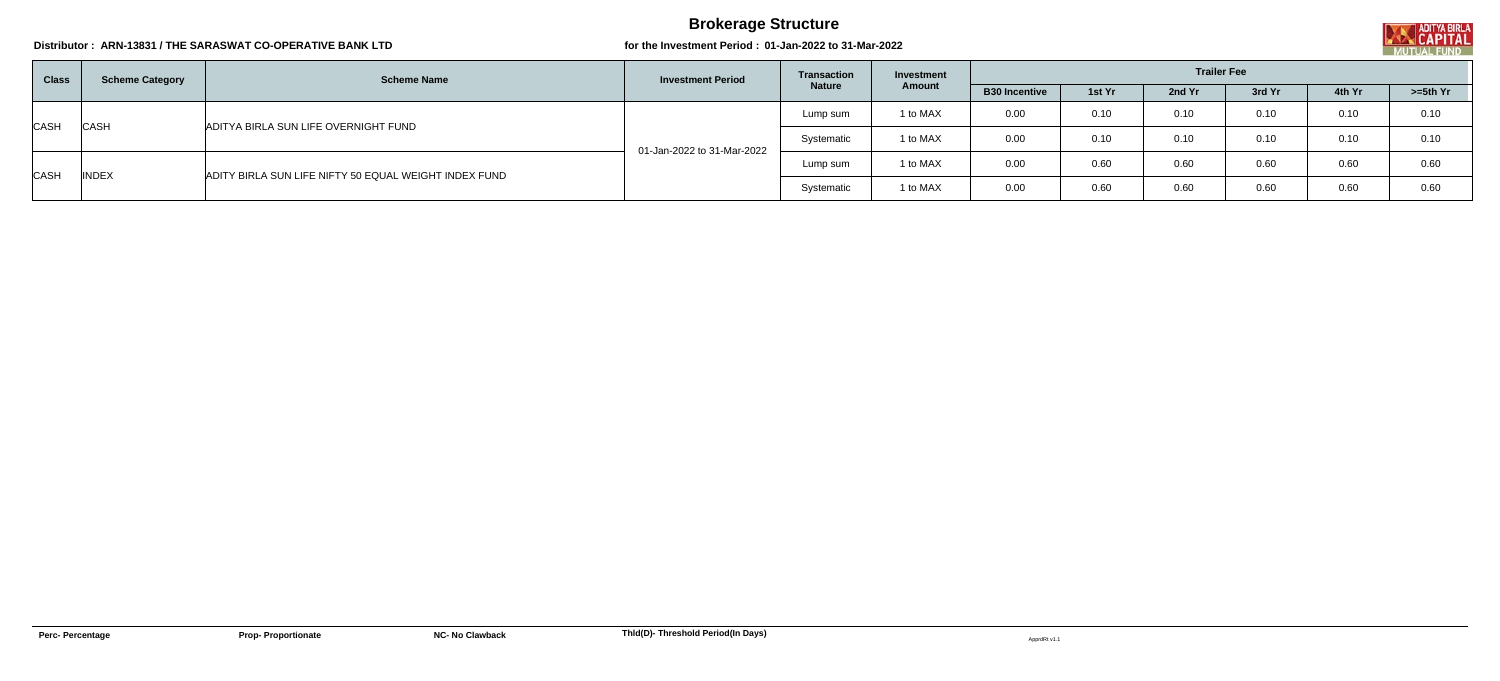# Brokerage Structure

**Distributor : ARN-13831 / THE SARASWAT CO-OPERATIVE BANK LTD** **for the Investment Period : 01-Jan-2022 to 31-Mar-2022**

| Class | Scheme Category | Scheme Name | Investment Period | Transaction Nature | Investment Amount | Trailer Fee | | | | | |
|---|---|---|---|---|---|---|---|---|---|---|---|
| | | | | | | B30 Incentive | 1st Yr | 2nd Yr | 3rd Yr | 4th Yr | >=5th Yr |
| CASH | CASH | ADITYA BIRLA SUN LIFE OVERNIGHT FUND | 01-Jan-2022 to 31-Mar-2022 | Lump sum | 1 to MAX | 0.00 | 0.10 | 0.10 | 0.10 | 0.10 | 0.10 |
| | | | | Systematic | 1 to MAX | 0.00 | 0.10 | 0.10 | 0.10 | 0.10 | 0.10 |
| CASH | INDEX | ADITY BIRLA SUN LIFE NIFTY 50 EQUAL WEIGHT INDEX FUND | | Lump sum | 1 to MAX | 0.00 | 0.60 | 0.60 | 0.60 | 0.60 | 0.60 |
| | | | | Systematic | 1 to MAX | 0.00 | 0.60 | 0.60 | 0.60 | 0.60 | 0.60 |

**Perc- Percentage** **Prop- Proportionate** **NC- No Clawback** **Thld(D)- Threshold Period(In Days)**

ApprdRt v1.1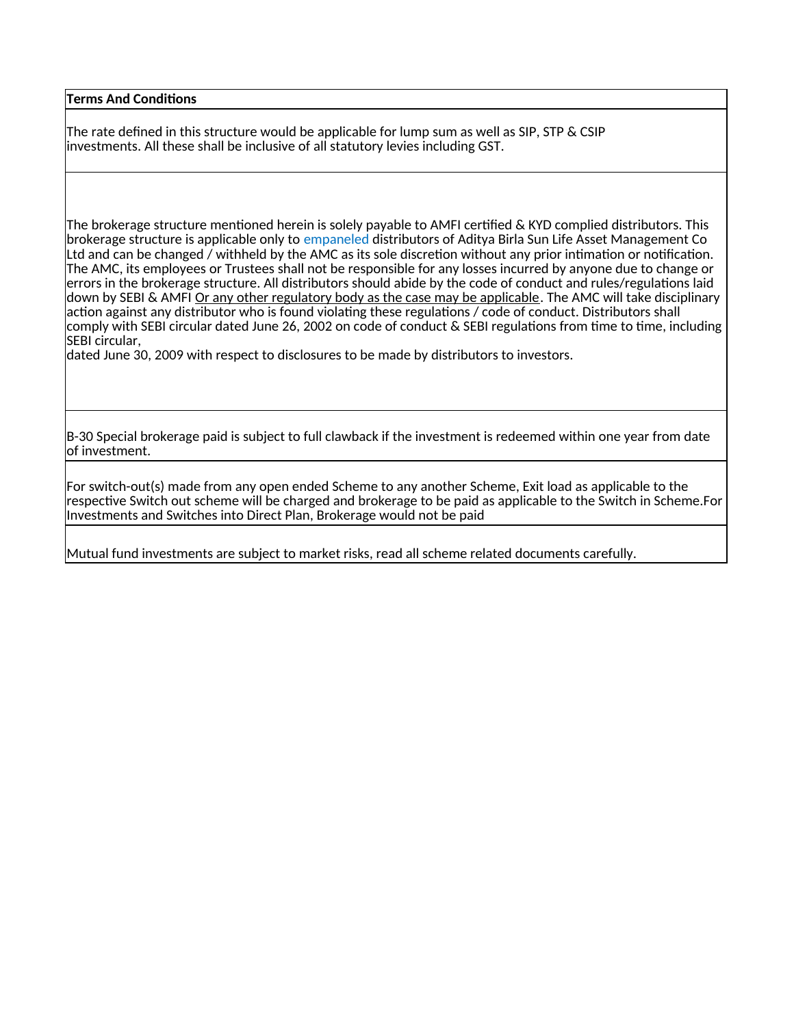**Terms And Conditions**

The rate defined in this structure would be applicable for lump sum as well as SIP, STP & CSIP investments. All these shall be inclusive of all statutory levies including GST.

The brokerage structure mentioned herein is solely payable to AMFI certified & KYD complied distributors. This brokerage structure is applicable only to empaneled distributors of Aditya Birla Sun Life Asset Management Co Ltd and can be changed / withheld by the AMC as its sole discretion without any prior intimation or notification. The AMC, its employees or Trustees shall not be responsible for any losses incurred by anyone due to change or errors in the brokerage structure. All distributors should abide by the code of conduct and rules/regulations laid down by SEBI & AMFI Or any other regulatory body as the case may be applicable. The AMC will take disciplinary action against any distributor who is found violating these regulations / code of conduct. Distributors shall comply with SEBI circular dated June 26, 2002 on code of conduct & SEBI regulations from time to time, including SEBI circular,
dated June 30, 2009 with respect to disclosures to be made by distributors to investors.

B-30 Special brokerage paid is subject to full clawback if the investment is redeemed within one year from date of investment.

For switch-out(s) made from any open ended Scheme to any another Scheme, Exit load as applicable to the respective Switch out scheme will be charged and brokerage to be paid as applicable to the Switch in Scheme.For Investments and Switches into Direct Plan, Brokerage would not be paid

Mutual fund investments are subject to market risks, read all scheme related documents carefully.